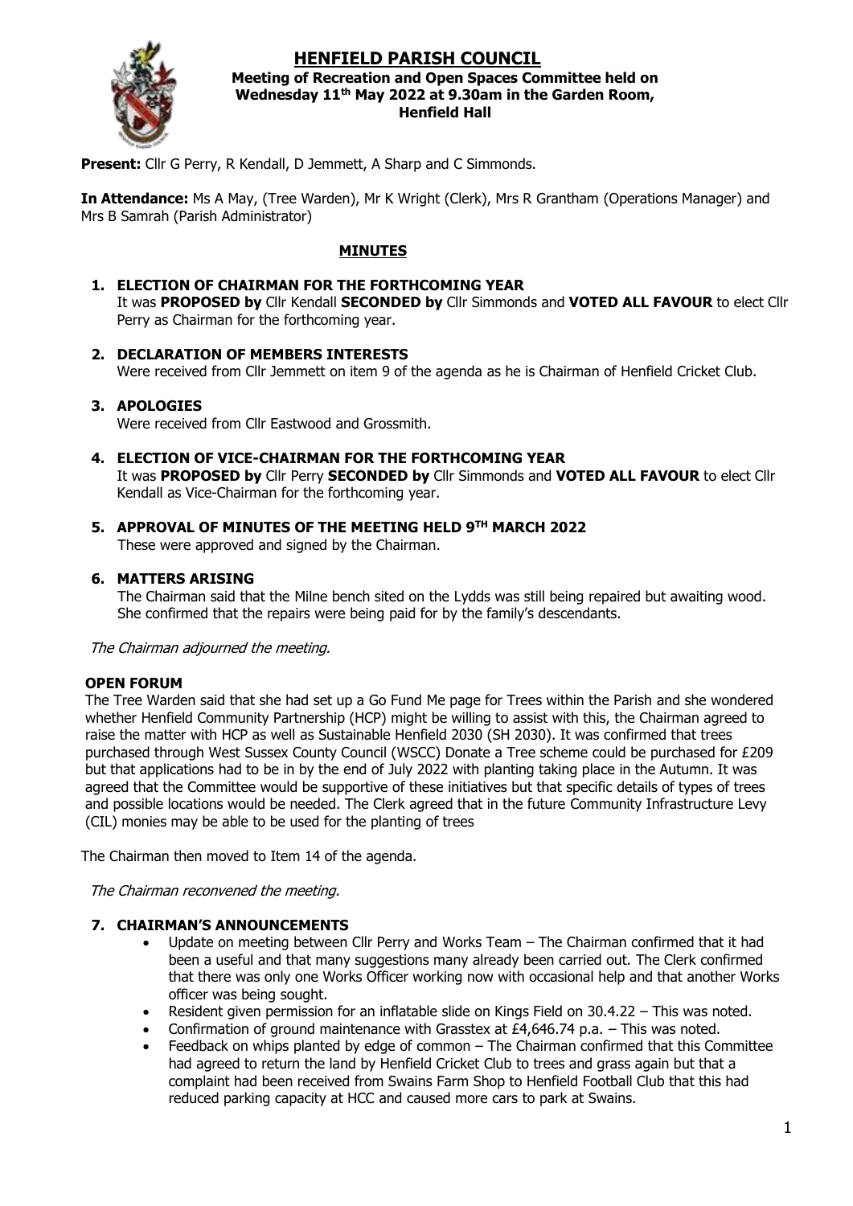# HENFIELD PARISH COUNCIL

**Meeting of Recreation and Open Spaces Committee held on Wednesday 11th May 2022 at 9.30am in the Garden Room, Henfield Hall**

**Present:** Cllr G Perry, R Kendall, D Jemmett, A Sharp and C Simmonds.

**In Attendance:** Ms A May, (Tree Warden), Mr K Wright (Clerk), Mrs R Grantham (Operations Manager) and Mrs B Samrah (Parish Administrator)

## MINUTES

1. **ELECTION OF CHAIRMAN FOR THE FORTHCOMING YEAR**
   It was **PROPOSED by** Cllr Kendall **SECONDED by** Cllr Simmonds and **VOTED ALL FAVOUR** to elect Cllr Perry as Chairman for the forthcoming year.

2. **DECLARATION OF MEMBERS INTERESTS**
   Were received from Cllr Jemmett on item 9 of the agenda as he is Chairman of Henfield Cricket Club.

3. **APOLOGIES**
   Were received from Cllr Eastwood and Grossmith.

4. **ELECTION OF VICE-CHAIRMAN FOR THE FORTHCOMING YEAR**
   It was **PROPOSED by** Cllr Perry **SECONDED by** Cllr Simmonds and **VOTED ALL FAVOUR** to elect Cllr Kendall as Vice-Chairman for the forthcoming year.

5. **APPROVAL OF MINUTES OF THE MEETING HELD 9TH MARCH 2022**
   These were approved and signed by the Chairman.

6. **MATTERS ARISING**
   The Chairman said that the Milne bench sited on the Lydds was still being repaired but awaiting wood. She confirmed that the repairs were being paid for by the family's descendants.

*The Chairman adjourned the meeting.*

**OPEN FORUM**

The Tree Warden said that she had set up a Go Fund Me page for Trees within the Parish and she wondered whether Henfield Community Partnership (HCP) might be willing to assist with this, the Chairman agreed to raise the matter with HCP as well as Sustainable Henfield 2030 (SH 2030). It was confirmed that trees purchased through West Sussex County Council (WSCC) Donate a Tree scheme could be purchased for £209 but that applications had to be in by the end of July 2022 with planting taking place in the Autumn. It was agreed that the Committee would be supportive of these initiatives but that specific details of types of trees and possible locations would be needed. The Clerk agreed that in the future Community Infrastructure Levy (CIL) monies may be able to be used for the planting of trees

The Chairman then moved to Item 14 of the agenda.

*The Chairman reconvened the meeting.*

7. **CHAIRMAN'S ANNOUNCEMENTS**
   - Update on meeting between Cllr Perry and Works Team – The Chairman confirmed that it had been a useful and that many suggestions many already been carried out. The Clerk confirmed that there was only one Works Officer working now with occasional help and that another Works officer was being sought.
   - Resident given permission for an inflatable slide on Kings Field on 30.4.22 – This was noted.
   - Confirmation of ground maintenance with Grasstex at £4,646.74 p.a. – This was noted.
   - Feedback on whips planted by edge of common – The Chairman confirmed that this Committee had agreed to return the land by Henfield Cricket Club to trees and grass again but that a complaint had been received from Swains Farm Shop to Henfield Football Club that this had reduced parking capacity at HCC and caused more cars to park at Swains.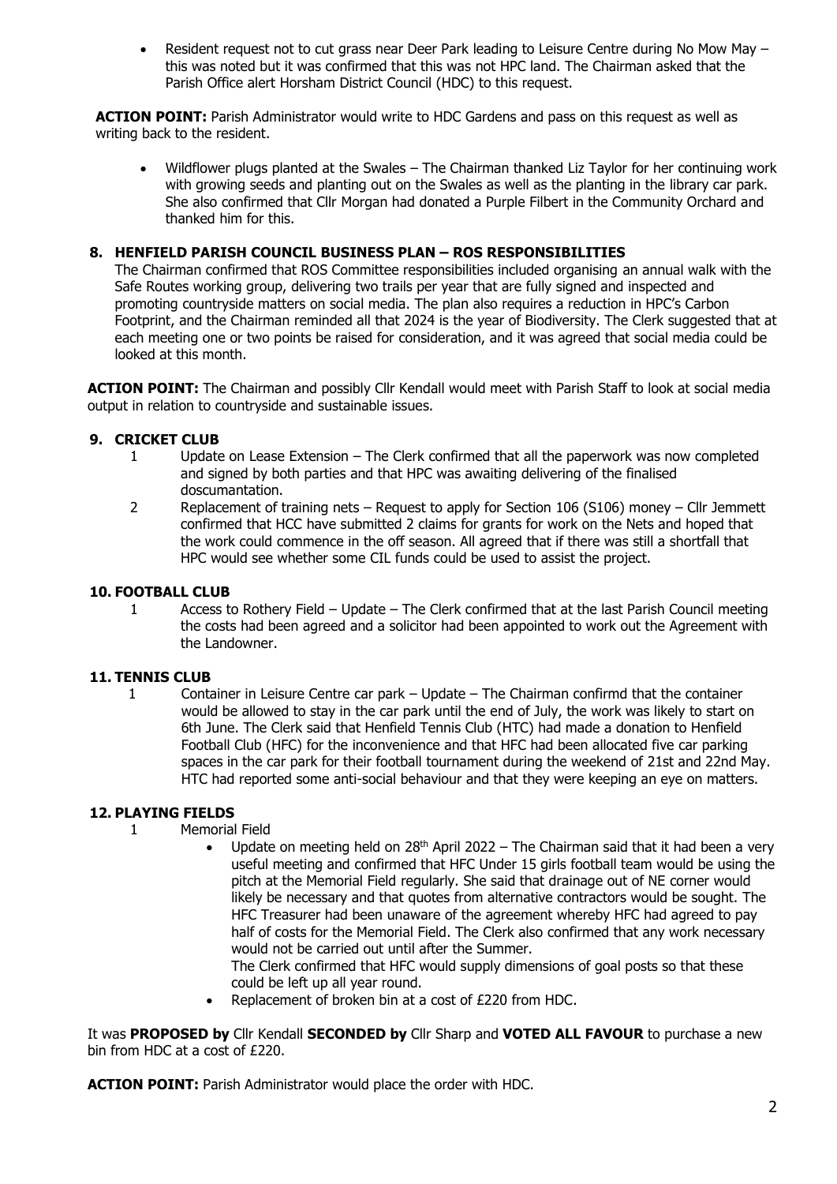- Resident request not to cut grass near Deer Park leading to Leisure Centre during No Mow May – this was noted but it was confirmed that this was not HPC land. The Chairman asked that the Parish Office alert Horsham District Council (HDC) to this request.

**ACTION POINT:** Parish Administrator would write to HDC Gardens and pass on this request as well as writing back to the resident.

- Wildflower plugs planted at the Swales – The Chairman thanked Liz Taylor for her continuing work with growing seeds and planting out on the Swales as well as the planting in the library car park. She also confirmed that Cllr Morgan had donated a Purple Filbert in the Community Orchard and thanked him for this.

## 8. HENFIELD PARISH COUNCIL BUSINESS PLAN – ROS RESPONSIBILITIES

The Chairman confirmed that ROS Committee responsibilities included organising an annual walk with the Safe Routes working group, delivering two trails per year that are fully signed and inspected and promoting countryside matters on social media. The plan also requires a reduction in HPC's Carbon Footprint, and the Chairman reminded all that 2024 is the year of Biodiversity. The Clerk suggested that at each meeting one or two points be raised for consideration, and it was agreed that social media could be looked at this month.

**ACTION POINT:** The Chairman and possibly Cllr Kendall would meet with Parish Staff to look at social media output in relation to countryside and sustainable issues.

## 9. CRICKET CLUB

1. Update on Lease Extension – The Clerk confirmed that all the paperwork was now completed and signed by both parties and that HPC was awaiting delivering of the finalised doscumantation.
2. Replacement of training nets – Request to apply for Section 106 (S106) money – Cllr Jemmett confirmed that HCC have submitted 2 claims for grants for work on the Nets and hoped that the work could commence in the off season. All agreed that if there was still a shortfall that HPC would see whether some CIL funds could be used to assist the project.

## 10. FOOTBALL CLUB

1. Access to Rothery Field – Update – The Clerk confirmed that at the last Parish Council meeting the costs had been agreed and a solicitor had been appointed to work out the Agreement with the Landowner.

## 11. TENNIS CLUB

1. Container in Leisure Centre car park – Update – The Chairman confirmd that the container would be allowed to stay in the car park until the end of July, the work was likely to start on 6th June. The Clerk said that Henfield Tennis Club (HTC) had made a donation to Henfield Football Club (HFC) for the inconvenience and that HFC had been allocated five car parking spaces in the car park for their football tournament during the weekend of 21st and 22nd May. HTC had reported some anti-social behaviour and that they were keeping an eye on matters.

## 12. PLAYING FIELDS

1. Memorial Field
   - Update on meeting held on 28th April 2022 – The Chairman said that it had been a very useful meeting and confirmed that HFC Under 15 girls football team would be using the pitch at the Memorial Field regularly. She said that drainage out of NE corner would likely be necessary and that quotes from alternative contractors would be sought. The HFC Treasurer had been unaware of the agreement whereby HFC had agreed to pay half of costs for the Memorial Field. The Clerk also confirmed that any work necessary would not be carried out until after the Summer.
     The Clerk confirmed that HFC would supply dimensions of goal posts so that these could be left up all year round.
   - Replacement of broken bin at a cost of £220 from HDC.

It was **PROPOSED by** Cllr Kendall **SECONDED by** Cllr Sharp and **VOTED ALL FAVOUR** to purchase a new bin from HDC at a cost of £220.

**ACTION POINT:** Parish Administrator would place the order with HDC.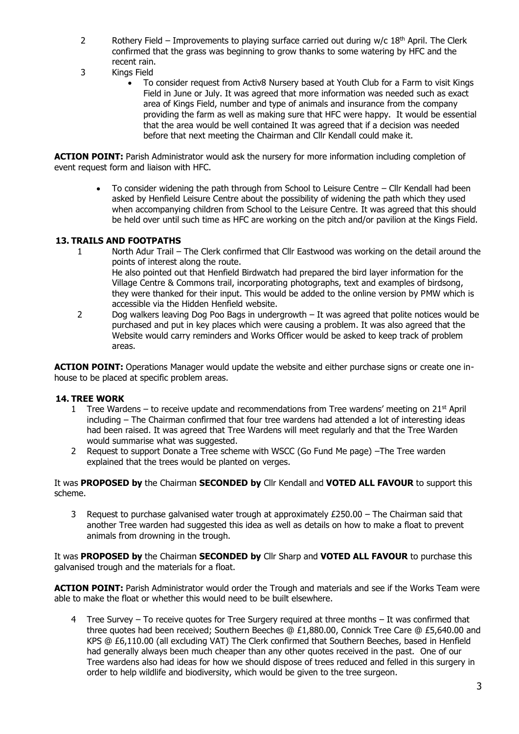2 Rothery Field – Improvements to playing surface carried out during w/c 18th April. The Clerk confirmed that the grass was beginning to grow thanks to some watering by HFC and the recent rain.

3 Kings Field

- To consider request from Activ8 Nursery based at Youth Club for a Farm to visit Kings Field in June or July. It was agreed that more information was needed such as exact area of Kings Field, number and type of animals and insurance from the company providing the farm as well as making sure that HFC were happy. It would be essential that the area would be well contained It was agreed that if a decision was needed before that next meeting the Chairman and Cllr Kendall could make it.

**ACTION POINT:** Parish Administrator would ask the nursery for more information including completion of event request form and liaison with HFC.

- To consider widening the path through from School to Leisure Centre – Cllr Kendall had been asked by Henfield Leisure Centre about the possibility of widening the path which they used when accompanying children from School to the Leisure Centre. It was agreed that this should be held over until such time as HFC are working on the pitch and/or pavilion at the Kings Field.

## 13. TRAILS AND FOOTPATHS

1 North Adur Trail – The Clerk confirmed that Cllr Eastwood was working on the detail around the points of interest along the route.
He also pointed out that Henfield Birdwatch had prepared the bird layer information for the Village Centre & Commons trail, incorporating photographs, text and examples of birdsong, they were thanked for their input. This would be added to the online version by PMW which is accessible via the Hidden Henfield website.

2 Dog walkers leaving Dog Poo Bags in undergrowth – It was agreed that polite notices would be purchased and put in key places which were causing a problem. It was also agreed that the Website would carry reminders and Works Officer would be asked to keep track of problem areas.

**ACTION POINT:** Operations Manager would update the website and either purchase signs or create one in-house to be placed at specific problem areas.

## 14. TREE WORK

1 Tree Wardens – to receive update and recommendations from Tree wardens' meeting on 21st April including – The Chairman confirmed that four tree wardens had attended a lot of interesting ideas had been raised. It was agreed that Tree Wardens will meet regularly and that the Tree Warden would summarise what was suggested.

2 Request to support Donate a Tree scheme with WSCC (Go Fund Me page) –The Tree warden explained that the trees would be planted on verges.

It was **PROPOSED by** the Chairman **SECONDED by** Cllr Kendall and **VOTED ALL FAVOUR** to support this scheme.

3 Request to purchase galvanised water trough at approximately £250.00 – The Chairman said that another Tree warden had suggested this idea as well as details on how to make a float to prevent animals from drowning in the trough.

It was **PROPOSED by** the Chairman **SECONDED by** Cllr Sharp and **VOTED ALL FAVOUR** to purchase this galvanised trough and the materials for a float.

**ACTION POINT:** Parish Administrator would order the Trough and materials and see if the Works Team were able to make the float or whether this would need to be built elsewhere.

4 Tree Survey – To receive quotes for Tree Surgery required at three months – It was confirmed that three quotes had been received; Southern Beeches @ £1,880.00, Connick Tree Care @ £5,640.00 and KPS @ £6,110.00 (all excluding VAT) The Clerk confirmed that Southern Beeches, based in Henfield had generally always been much cheaper than any other quotes received in the past. One of our Tree wardens also had ideas for how we should dispose of trees reduced and felled in this surgery in order to help wildlife and biodiversity, which would be given to the tree surgeon.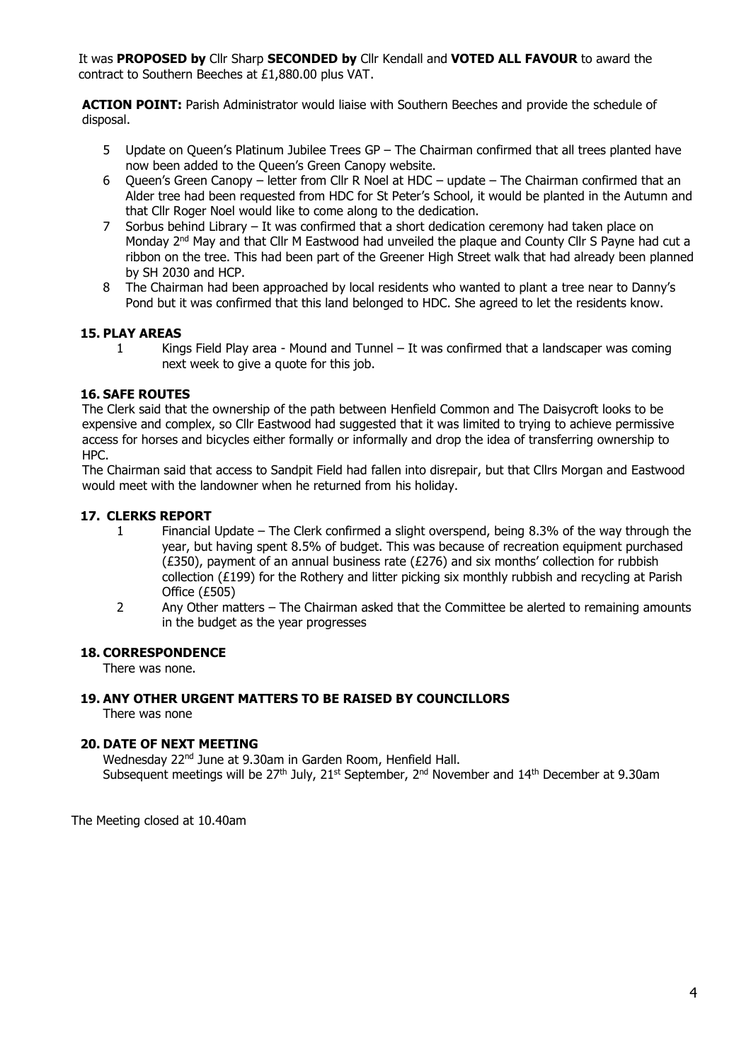It was **PROPOSED by** Cllr Sharp **SECONDED by** Cllr Kendall and **VOTED ALL FAVOUR** to award the contract to Southern Beeches at £1,880.00 plus VAT.

**ACTION POINT:** Parish Administrator would liaise with Southern Beeches and provide the schedule of disposal.

5. Update on Queen's Platinum Jubilee Trees GP – The Chairman confirmed that all trees planted have now been added to the Queen's Green Canopy website.
6. Queen's Green Canopy – letter from Cllr R Noel at HDC – update – The Chairman confirmed that an Alder tree had been requested from HDC for St Peter's School, it would be planted in the Autumn and that Cllr Roger Noel would like to come along to the dedication.
7. Sorbus behind Library – It was confirmed that a short dedication ceremony had taken place on Monday 2nd May and that Cllr M Eastwood had unveiled the plaque and County Cllr S Payne had cut a ribbon on the tree. This had been part of the Greener High Street walk that had already been planned by SH 2030 and HCP.
8. The Chairman had been approached by local residents who wanted to plant a tree near to Danny's Pond but it was confirmed that this land belonged to HDC. She agreed to let the residents know.

## 15. PLAY AREAS

1. Kings Field Play area - Mound and Tunnel – It was confirmed that a landscaper was coming next week to give a quote for this job.

## 16. SAFE ROUTES

The Clerk said that the ownership of the path between Henfield Common and The Daisycroft looks to be expensive and complex, so Cllr Eastwood had suggested that it was limited to trying to achieve permissive access for horses and bicycles either formally or informally and drop the idea of transferring ownership to HPC.

The Chairman said that access to Sandpit Field had fallen into disrepair, but that Cllrs Morgan and Eastwood would meet with the landowner when he returned from his holiday.

## 17. CLERKS REPORT

1. Financial Update – The Clerk confirmed a slight overspend, being 8.3% of the way through the year, but having spent 8.5% of budget. This was because of recreation equipment purchased (£350), payment of an annual business rate (£276) and six months' collection for rubbish collection (£199) for the Rothery and litter picking six monthly rubbish and recycling at Parish Office (£505)
2. Any Other matters – The Chairman asked that the Committee be alerted to remaining amounts in the budget as the year progresses

## 18. CORRESPONDENCE

There was none.

## 19. ANY OTHER URGENT MATTERS TO BE RAISED BY COUNCILLORS

There was none

## 20. DATE OF NEXT MEETING

Wednesday 22nd June at 9.30am in Garden Room, Henfield Hall.
Subsequent meetings will be 27th July, 21st September, 2nd November and 14th December at 9.30am

The Meeting closed at 10.40am